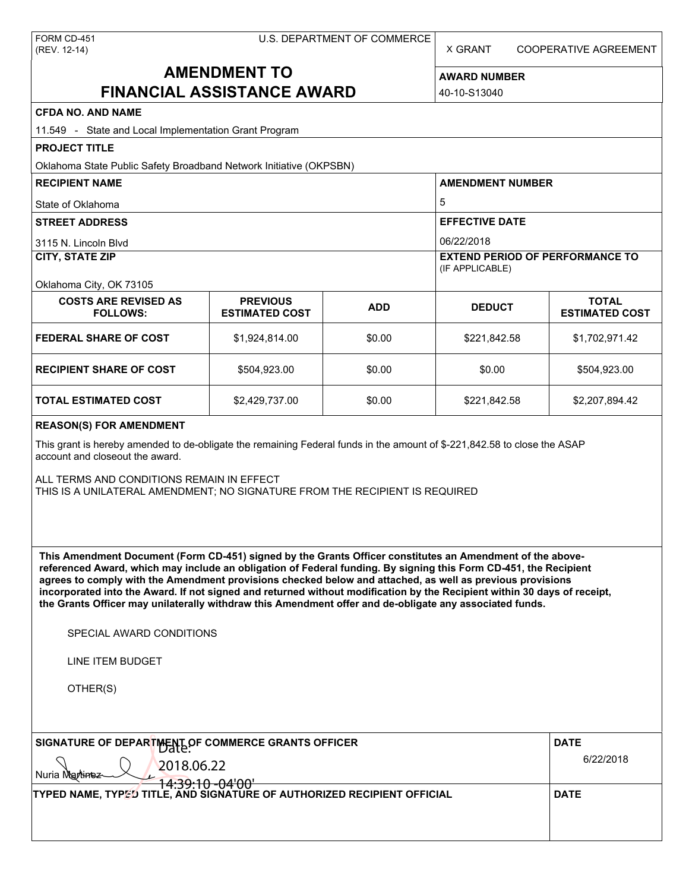FORM CD-451
(REV. 12-14)

U.S. DEPARTMENT OF COMMERCE

X GRANT COOPERATIVE AGREEMENT

# AMENDMENT TO FINANCIAL ASSISTANCE AWARD

**AWARD NUMBER**
40-10-S13040

**CFDA NO. AND NAME**
11.549 - State and Local Implementation Grant Program

**PROJECT TITLE**
Oklahoma State Public Safety Broadband Network Initiative (OKPSBN)

**RECIPIENT NAME**
State of Oklahoma

**AMENDMENT NUMBER**
5

**STREET ADDRESS**
3115 N. Lincoln Blvd

**EFFECTIVE DATE**
06/22/2018

**CITY, STATE ZIP**
Oklahoma City, OK 73105

**EXTEND PERIOD OF PERFORMANCE TO** (IF APPLICABLE)

| COSTS ARE REVISED AS FOLLOWS: | PREVIOUS ESTIMATED COST | ADD | DEDUCT | TOTAL ESTIMATED COST |
|---|---|---|---|---|
| FEDERAL SHARE OF COST | $1,924,814.00 | $0.00 | $221,842.58 | $1,702,971.42 |
| RECIPIENT SHARE OF COST | $504,923.00 | $0.00 | $0.00 | $504,923.00 |
| TOTAL ESTIMATED COST | $2,429,737.00 | $0.00 | $221,842.58 | $2,207,894.42 |

**REASON(S) FOR AMENDMENT**

This grant is hereby amended to de-obligate the remaining Federal funds in the amount of $-221,842.58 to close the ASAP account and closeout the award.

ALL TERMS AND CONDITIONS REMAIN IN EFFECT
THIS IS A UNILATERAL AMENDMENT; NO SIGNATURE FROM THE RECIPIENT IS REQUIRED

**This Amendment Document (Form CD-451) signed by the Grants Officer constitutes an Amendment of the above-referenced Award, which may include an obligation of Federal funding. By signing this Form CD-451, the Recipient agrees to comply with the Amendment provisions checked below and attached, as well as previous provisions incorporated into the Award. If not signed and returned without modification by the Recipient within 30 days of receipt, the Grants Officer may unilaterally withdraw this Amendment offer and de-obligate any associated funds.**

SPECIAL AWARD CONDITIONS

LINE ITEM BUDGET

OTHER(S)

**SIGNATURE OF DEPARTMENT OF COMMERCE GRANTS OFFICER**
Nuria Martinez Date: 2018.06.22 14:39:10 -04'00'

**DATE**
6/22/2018

**TYPED NAME, TYPED TITLE, AND SIGNATURE OF AUTHORIZED RECIPIENT OFFICIAL**

**DATE**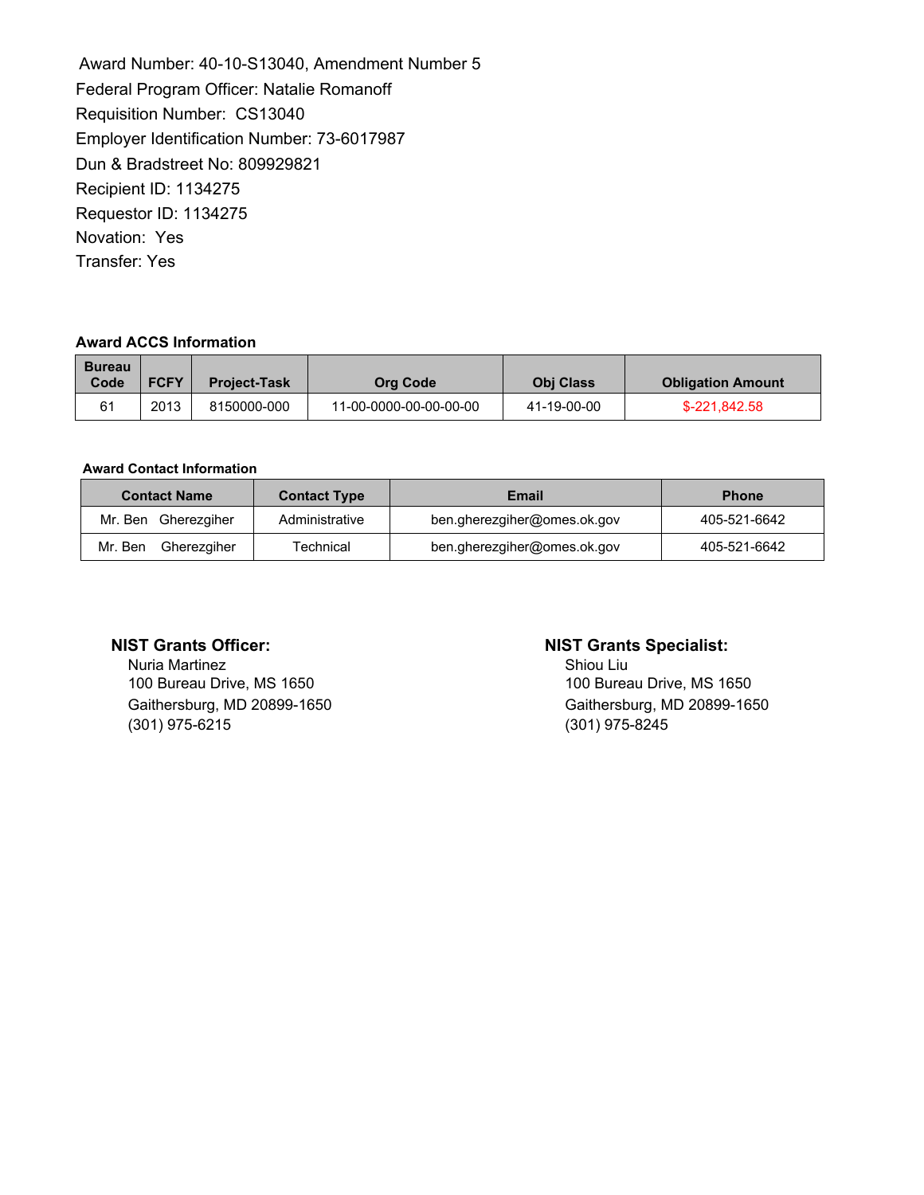Award Number: 40-10-S13040, Amendment Number 5
Federal Program Officer: Natalie Romanoff
Requisition Number: CS13040
Employer Identification Number: 73-6017987
Dun & Bradstreet No: 809929821
Recipient ID: 1134275
Requestor ID: 1134275
Novation: Yes
Transfer: Yes

**Award ACCS Information**

| Bureau Code | FCFY | Project-Task | Org Code | Obj Class | Obligation Amount |
|---|---|---|---|---|---|
| 61 | 2013 | 8150000-000 | 11-00-0000-00-00-00-00 | 41-19-00-00 | $-221,842.58 |

**Award Contact Information**

| Contact Name | Contact Type | Email | Phone |
|---|---|---|---|
| Mr. Ben Gherezgiher | Administrative | ben.gherezgiher@omes.ok.gov | 405-521-6642 |
| Mr. Ben Gherezgiher | Technical | ben.gherezgiher@omes.ok.gov | 405-521-6642 |

**NIST Grants Officer:**
Nuria Martinez
100 Bureau Drive, MS 1650
Gaithersburg, MD 20899-1650
(301) 975-6215

**NIST Grants Specialist:**
Shiou Liu
100 Bureau Drive, MS 1650
Gaithersburg, MD 20899-1650
(301) 975-8245